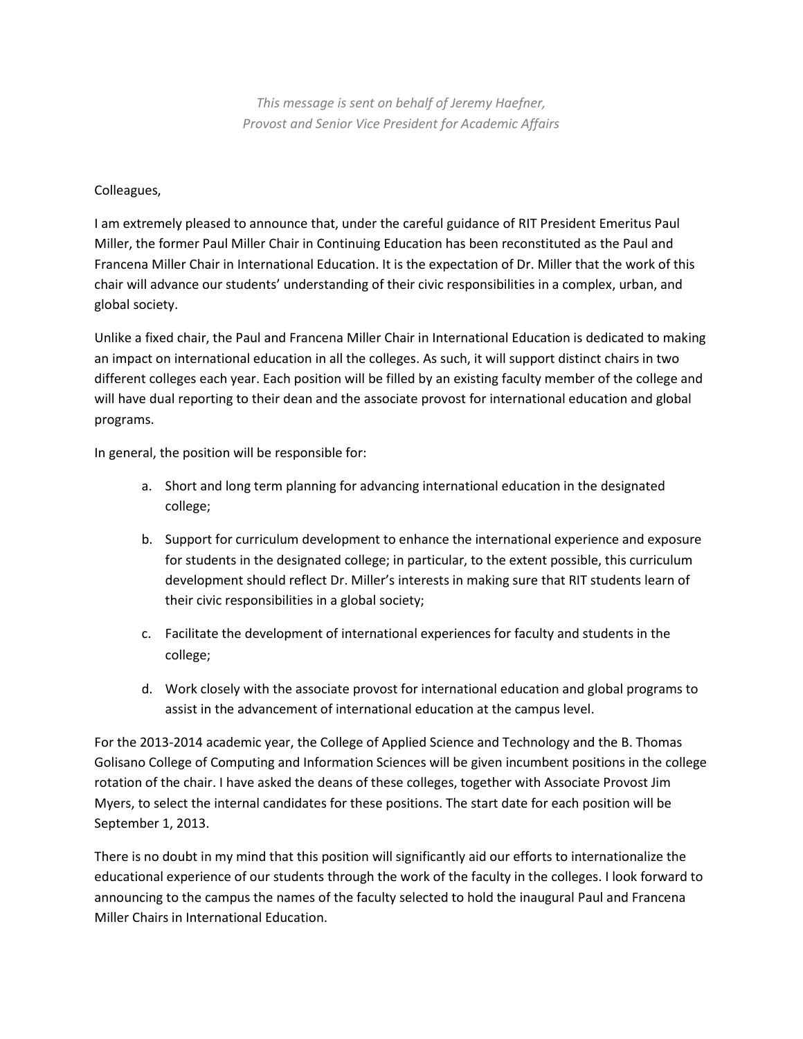*This message is sent on behalf of Jeremy Haefner,*
*Provost and Senior Vice President for Academic Affairs*

Colleagues,

I am extremely pleased to announce that, under the careful guidance of RIT President Emeritus Paul Miller, the former Paul Miller Chair in Continuing Education has been reconstituted as the Paul and Francena Miller Chair in International Education. It is the expectation of Dr. Miller that the work of this chair will advance our students' understanding of their civic responsibilities in a complex, urban, and global society.

Unlike a fixed chair, the Paul and Francena Miller Chair in International Education is dedicated to making an impact on international education in all the colleges. As such, it will support distinct chairs in two different colleges each year. Each position will be filled by an existing faculty member of the college and will have dual reporting to their dean and the associate provost for international education and global programs.

In general, the position will be responsible for:

a. Short and long term planning for advancing international education in the designated college;

b. Support for curriculum development to enhance the international experience and exposure for students in the designated college; in particular, to the extent possible, this curriculum development should reflect Dr. Miller's interests in making sure that RIT students learn of their civic responsibilities in a global society;

c. Facilitate the development of international experiences for faculty and students in the college;

d. Work closely with the associate provost for international education and global programs to assist in the advancement of international education at the campus level.

For the 2013-2014 academic year, the College of Applied Science and Technology and the B. Thomas Golisano College of Computing and Information Sciences will be given incumbent positions in the college rotation of the chair. I have asked the deans of these colleges, together with Associate Provost Jim Myers, to select the internal candidates for these positions. The start date for each position will be September 1, 2013.

There is no doubt in my mind that this position will significantly aid our efforts to internationalize the educational experience of our students through the work of the faculty in the colleges. I look forward to announcing to the campus the names of the faculty selected to hold the inaugural Paul and Francena Miller Chairs in International Education.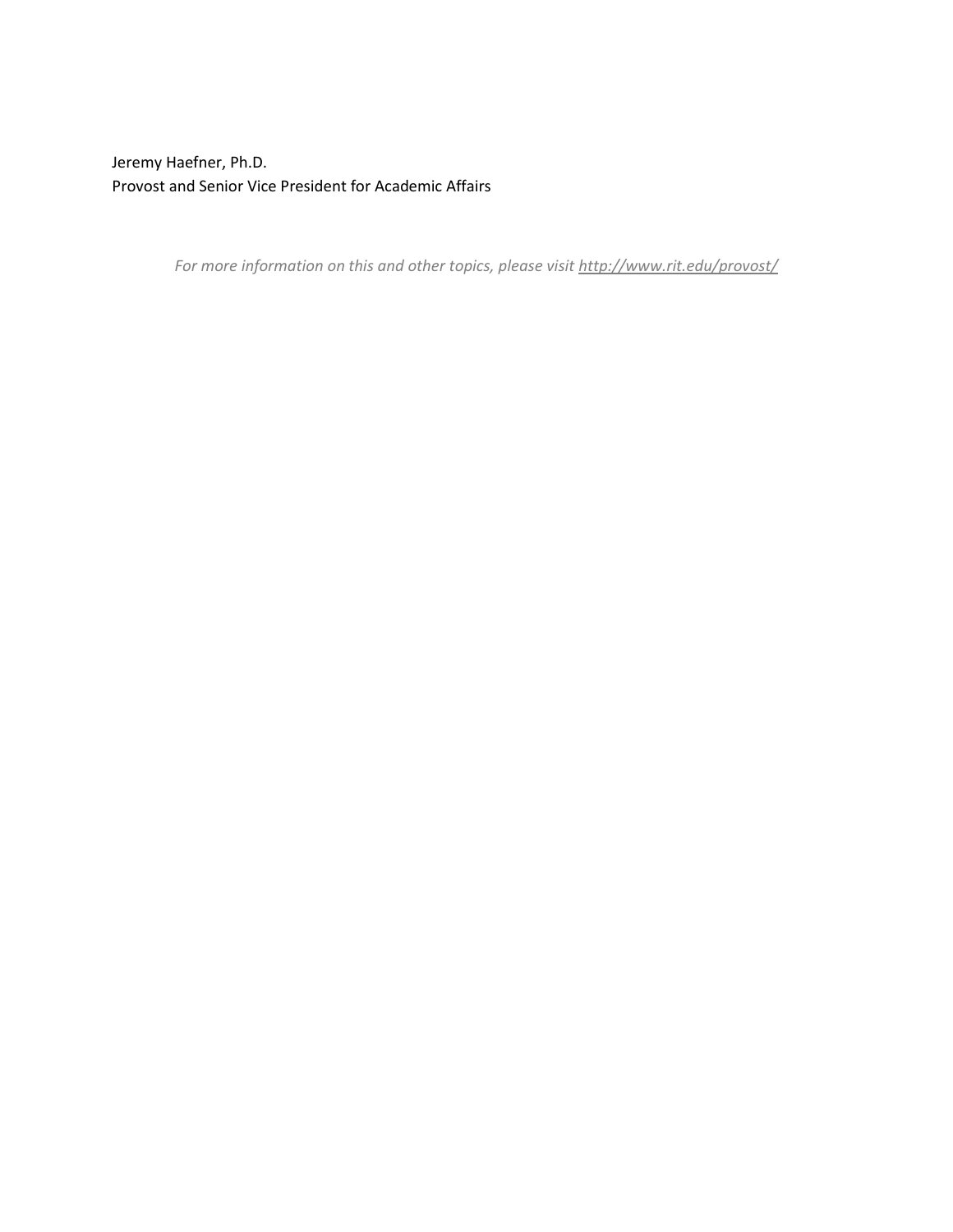Jeremy Haefner, Ph.D.
Provost and Senior Vice President for Academic Affairs

*For more information on this and other topics, please visit [http://www.rit.edu/provost/](http://www.rit.edu/provost/)*